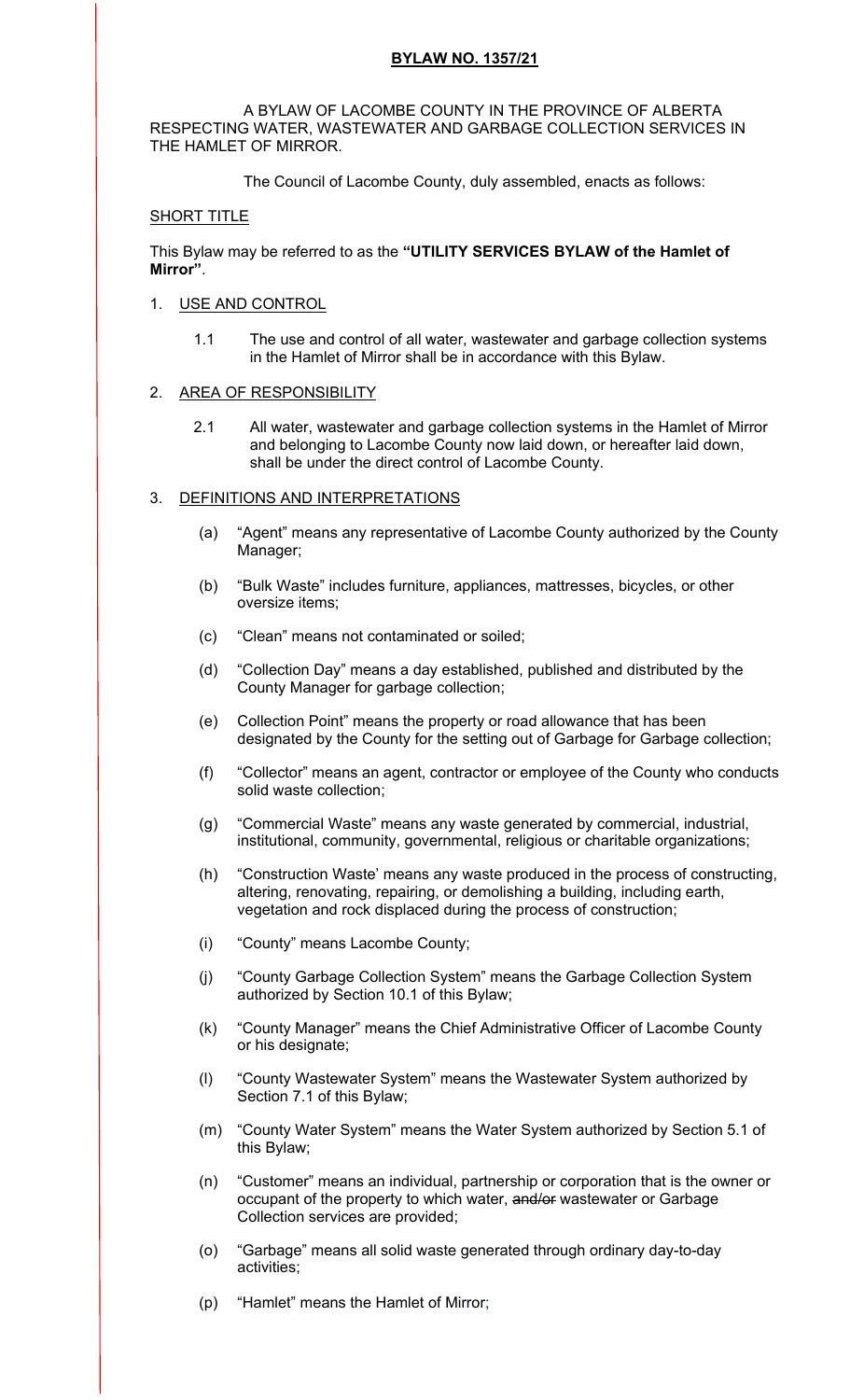# BYLAW NO. 1357/21

A BYLAW OF LACOMBE COUNTY IN THE PROVINCE OF ALBERTA RESPECTING WATER, WASTEWATER AND GARBAGE COLLECTION SERVICES IN THE HAMLET OF MIRROR.

The Council of Lacombe County, duly assembled, enacts as follows:

## SHORT TITLE

This Bylaw may be referred to as the **"UTILITY SERVICES BYLAW of the Hamlet of Mirror"**.

## 1. USE AND CONTROL

1.1 The use and control of all water, wastewater and garbage collection systems in the Hamlet of Mirror shall be in accordance with this Bylaw.

## 2. AREA OF RESPONSIBILITY

2.1 All water, wastewater and garbage collection systems in the Hamlet of Mirror and belonging to Lacombe County now laid down, or hereafter laid down, shall be under the direct control of Lacombe County.

## 3. DEFINITIONS AND INTERPRETATIONS

(a) "Agent" means any representative of Lacombe County authorized by the County Manager;

(b) "Bulk Waste" includes furniture, appliances, mattresses, bicycles, or other oversize items;

(c) "Clean" means not contaminated or soiled;

(d) "Collection Day" means a day established, published and distributed by the County Manager for garbage collection;

(e) Collection Point" means the property or road allowance that has been designated by the County for the setting out of Garbage for Garbage collection;

(f) "Collector" means an agent, contractor or employee of the County who conducts solid waste collection;

(g) "Commercial Waste" means any waste generated by commercial, industrial, institutional, community, governmental, religious or charitable organizations;

(h) "Construction Waste' means any waste produced in the process of constructing, altering, renovating, repairing, or demolishing a building, including earth, vegetation and rock displaced during the process of construction;

(i) "County" means Lacombe County;

(j) "County Garbage Collection System" means the Garbage Collection System authorized by Section 10.1 of this Bylaw;

(k) "County Manager" means the Chief Administrative Officer of Lacombe County or his designate;

(l) "County Wastewater System" means the Wastewater System authorized by Section 7.1 of this Bylaw;

(m) "County Water System" means the Water System authorized by Section 5.1 of this Bylaw;

(n) "Customer" means an individual, partnership or corporation that is the owner or occupant of the property to which water, ~~and/or~~ wastewater or Garbage Collection services are provided;

(o) "Garbage" means all solid waste generated through ordinary day-to-day activities;

(p) "Hamlet" means the Hamlet of Mirror;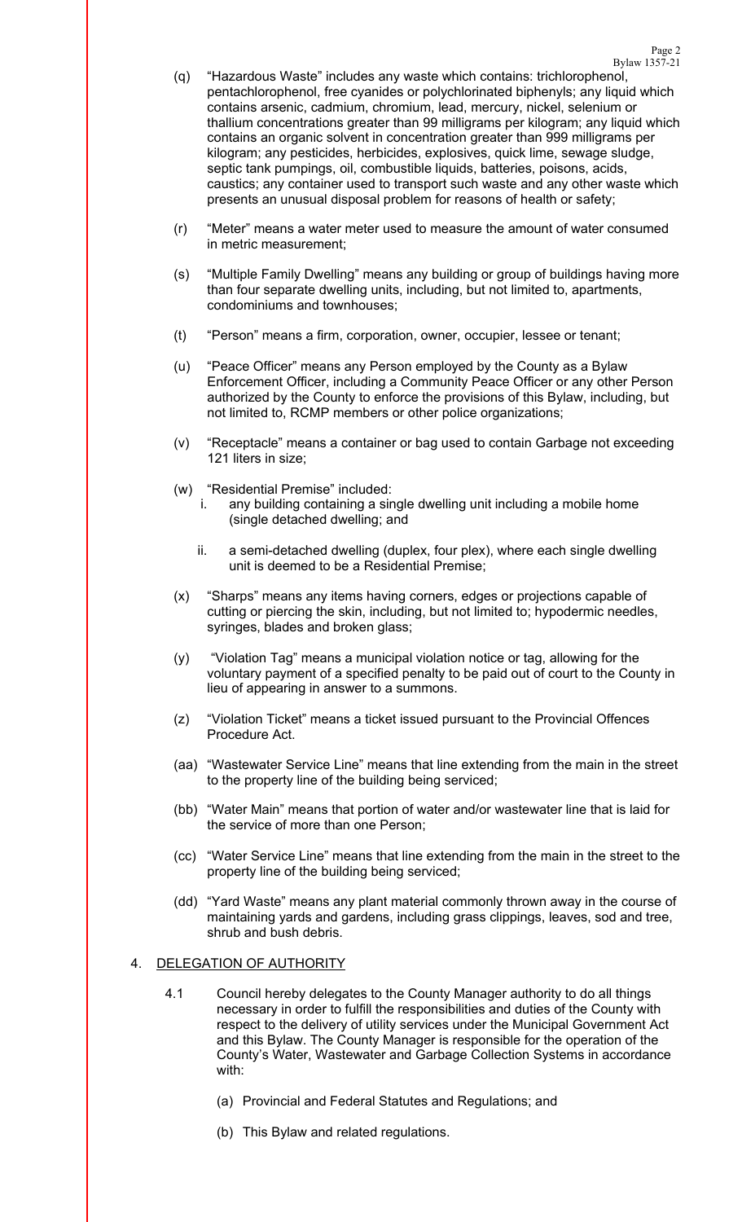(q) "Hazardous Waste" includes any waste which contains: trichlorophenol, pentachlorophenol, free cyanides or polychlorinated biphenyls; any liquid which contains arsenic, cadmium, chromium, lead, mercury, nickel, selenium or thallium concentrations greater than 99 milligrams per kilogram; any liquid which contains an organic solvent in concentration greater than 999 milligrams per kilogram; any pesticides, herbicides, explosives, quick lime, sewage sludge, septic tank pumpings, oil, combustible liquids, batteries, poisons, acids, caustics; any container used to transport such waste and any other waste which presents an unusual disposal problem for reasons of health or safety;

(r) "Meter" means a water meter used to measure the amount of water consumed in metric measurement;

(s) "Multiple Family Dwelling" means any building or group of buildings having more than four separate dwelling units, including, but not limited to, apartments, condominiums and townhouses;

(t) "Person" means a firm, corporation, owner, occupier, lessee or tenant;

(u) "Peace Officer" means any Person employed by the County as a Bylaw Enforcement Officer, including a Community Peace Officer or any other Person authorized by the County to enforce the provisions of this Bylaw, including, but not limited to, RCMP members or other police organizations;

(v) "Receptacle" means a container or bag used to contain Garbage not exceeding 121 liters in size;

(w) "Residential Premise" included:

i. any building containing a single dwelling unit including a mobile home (single detached dwelling; and

ii. a semi-detached dwelling (duplex, four plex), where each single dwelling unit is deemed to be a Residential Premise;

(x) "Sharps" means any items having corners, edges or projections capable of cutting or piercing the skin, including, but not limited to; hypodermic needles, syringes, blades and broken glass;

(y) "Violation Tag" means a municipal violation notice or tag, allowing for the voluntary payment of a specified penalty to be paid out of court to the County in lieu of appearing in answer to a summons.

(z) "Violation Ticket" means a ticket issued pursuant to the Provincial Offences Procedure Act.

(aa) "Wastewater Service Line" means that line extending from the main in the street to the property line of the building being serviced;

(bb) "Water Main" means that portion of water and/or wastewater line that is laid for the service of more than one Person;

(cc) "Water Service Line" means that line extending from the main in the street to the property line of the building being serviced;

(dd) "Yard Waste" means any plant material commonly thrown away in the course of maintaining yards and gardens, including grass clippings, leaves, sod and tree, shrub and bush debris.

4. <u>DELEGATION OF AUTHORITY</u>

4.1 Council hereby delegates to the County Manager authority to do all things necessary in order to fulfill the responsibilities and duties of the County with respect to the delivery of utility services under the Municipal Government Act and this Bylaw. The County Manager is responsible for the operation of the County's Water, Wastewater and Garbage Collection Systems in accordance with:

(a) Provincial and Federal Statutes and Regulations; and

(b) This Bylaw and related regulations.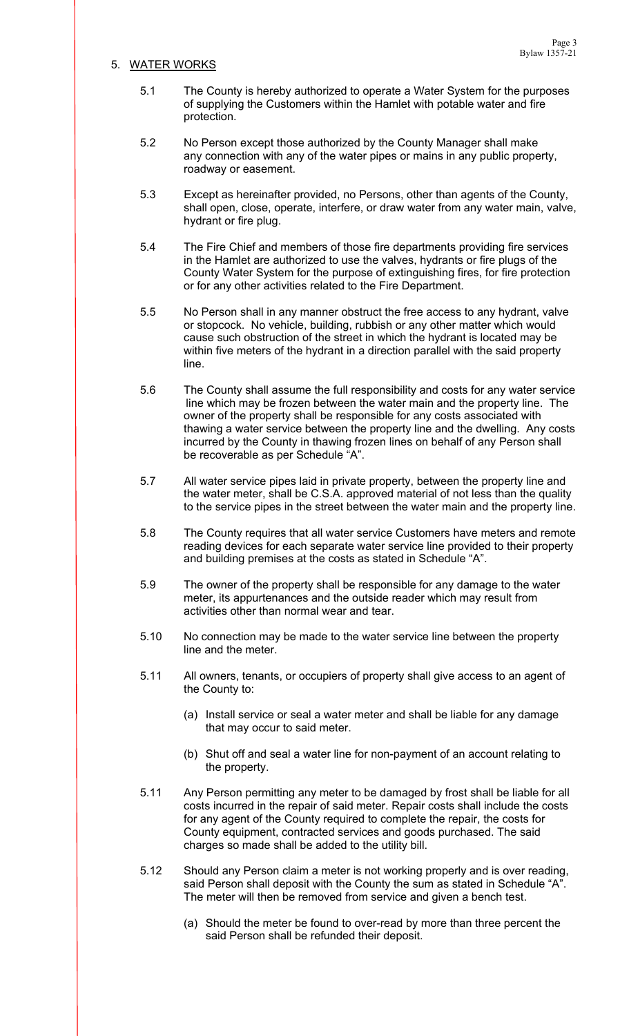## 5. WATER WORKS

5.1 The County is hereby authorized to operate a Water System for the purposes of supplying the Customers within the Hamlet with potable water and fire protection.

5.2 No Person except those authorized by the County Manager shall make any connection with any of the water pipes or mains in any public property, roadway or easement.

5.3 Except as hereinafter provided, no Persons, other than agents of the County, shall open, close, operate, interfere, or draw water from any water main, valve, hydrant or fire plug.

5.4 The Fire Chief and members of those fire departments providing fire services in the Hamlet are authorized to use the valves, hydrants or fire plugs of the County Water System for the purpose of extinguishing fires, for fire protection or for any other activities related to the Fire Department.

5.5 No Person shall in any manner obstruct the free access to any hydrant, valve or stopcock. No vehicle, building, rubbish or any other matter which would cause such obstruction of the street in which the hydrant is located may be within five meters of the hydrant in a direction parallel with the said property line.

5.6 The County shall assume the full responsibility and costs for any water service line which may be frozen between the water main and the property line. The owner of the property shall be responsible for any costs associated with thawing a water service between the property line and the dwelling. Any costs incurred by the County in thawing frozen lines on behalf of any Person shall be recoverable as per Schedule "A".

5.7 All water service pipes laid in private property, between the property line and the water meter, shall be C.S.A. approved material of not less than the quality to the service pipes in the street between the water main and the property line.

5.8 The County requires that all water service Customers have meters and remote reading devices for each separate water service line provided to their property and building premises at the costs as stated in Schedule "A".

5.9 The owner of the property shall be responsible for any damage to the water meter, its appurtenances and the outside reader which may result from activities other than normal wear and tear.

5.10 No connection may be made to the water service line between the property line and the meter.

5.11 All owners, tenants, or occupiers of property shall give access to an agent of the County to:

(a) Install service or seal a water meter and shall be liable for any damage that may occur to said meter.

(b) Shut off and seal a water line for non-payment of an account relating to the property.

5.11 Any Person permitting any meter to be damaged by frost shall be liable for all costs incurred in the repair of said meter. Repair costs shall include the costs for any agent of the County required to complete the repair, the costs for County equipment, contracted services and goods purchased. The said charges so made shall be added to the utility bill.

5.12 Should any Person claim a meter is not working properly and is over reading, said Person shall deposit with the County the sum as stated in Schedule "A". The meter will then be removed from service and given a bench test.

(a) Should the meter be found to over-read by more than three percent the said Person shall be refunded their deposit.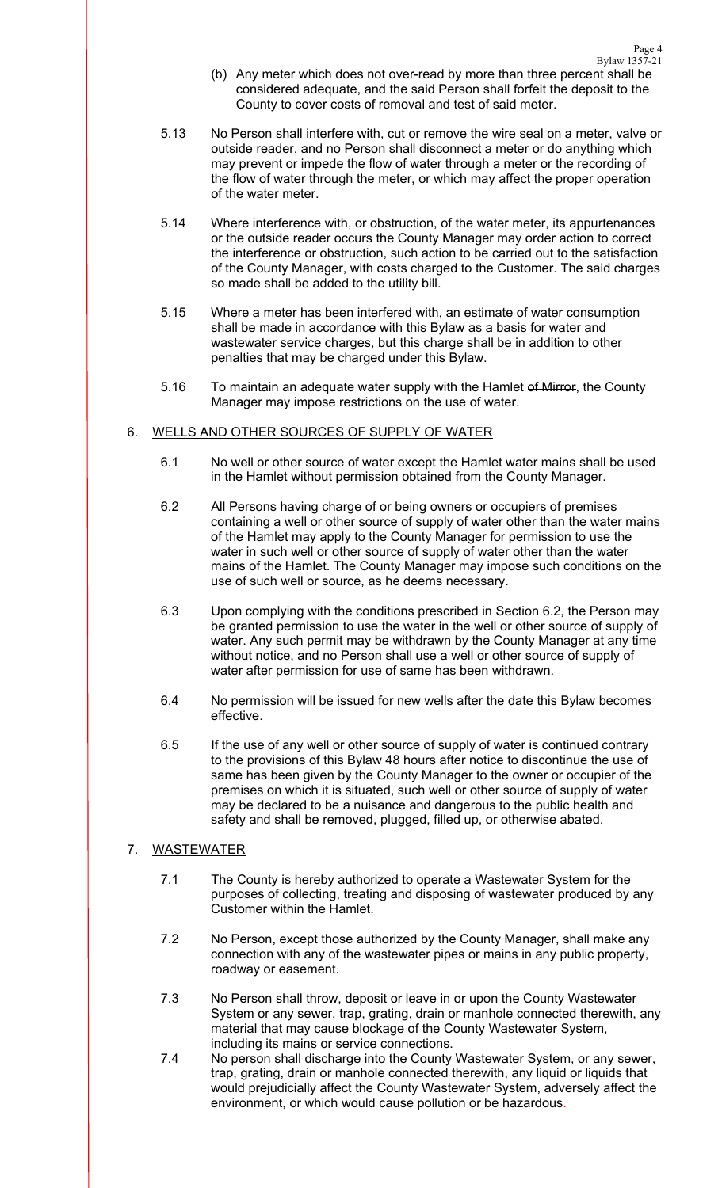(b) Any meter which does not over-read by more than three percent shall be considered adequate, and the said Person shall forfeit the deposit to the County to cover costs of removal and test of said meter.

5.13 No Person shall interfere with, cut or remove the wire seal on a meter, valve or outside reader, and no Person shall disconnect a meter or do anything which may prevent or impede the flow of water through a meter or the recording of the flow of water through the meter, or which may affect the proper operation of the water meter.

5.14 Where interference with, or obstruction, of the water meter, its appurtenances or the outside reader occurs the County Manager may order action to correct the interference or obstruction, such action to be carried out to the satisfaction of the County Manager, with costs charged to the Customer. The said charges so made shall be added to the utility bill.

5.15 Where a meter has been interfered with, an estimate of water consumption shall be made in accordance with this Bylaw as a basis for water and wastewater service charges, but this charge shall be in addition to other penalties that may be charged under this Bylaw.

5.16 To maintain an adequate water supply with the Hamlet ~~of Mirror~~, the County Manager may impose restrictions on the use of water.

## 6. WELLS AND OTHER SOURCES OF SUPPLY OF WATER

6.1 No well or other source of water except the Hamlet water mains shall be used in the Hamlet without permission obtained from the County Manager.

6.2 All Persons having charge of or being owners or occupiers of premises containing a well or other source of supply of water other than the water mains of the Hamlet may apply to the County Manager for permission to use the water in such well or other source of supply of water other than the water mains of the Hamlet. The County Manager may impose such conditions on the use of such well or source, as he deems necessary.

6.3 Upon complying with the conditions prescribed in Section 6.2, the Person may be granted permission to use the water in the well or other source of supply of water. Any such permit may be withdrawn by the County Manager at any time without notice, and no Person shall use a well or other source of supply of water after permission for use of same has been withdrawn.

6.4 No permission will be issued for new wells after the date this Bylaw becomes effective.

6.5 If the use of any well or other source of supply of water is continued contrary to the provisions of this Bylaw 48 hours after notice to discontinue the use of same has been given by the County Manager to the owner or occupier of the premises on which it is situated, such well or other source of supply of water may be declared to be a nuisance and dangerous to the public health and safety and shall be removed, plugged, filled up, or otherwise abated.

## 7. WASTEWATER

7.1 The County is hereby authorized to operate a Wastewater System for the purposes of collecting, treating and disposing of wastewater produced by any Customer within the Hamlet.

7.2 No Person, except those authorized by the County Manager, shall make any connection with any of the wastewater pipes or mains in any public property, roadway or easement.

7.3 No Person shall throw, deposit or leave in or upon the County Wastewater System or any sewer, trap, grating, drain or manhole connected therewith, any material that may cause blockage of the County Wastewater System, including its mains or service connections.

7.4 No person shall discharge into the County Wastewater System, or any sewer, trap, grating, drain or manhole connected therewith, any liquid or liquids that would prejudicially affect the County Wastewater System, adversely affect the environment, or which would cause pollution or be hazardous.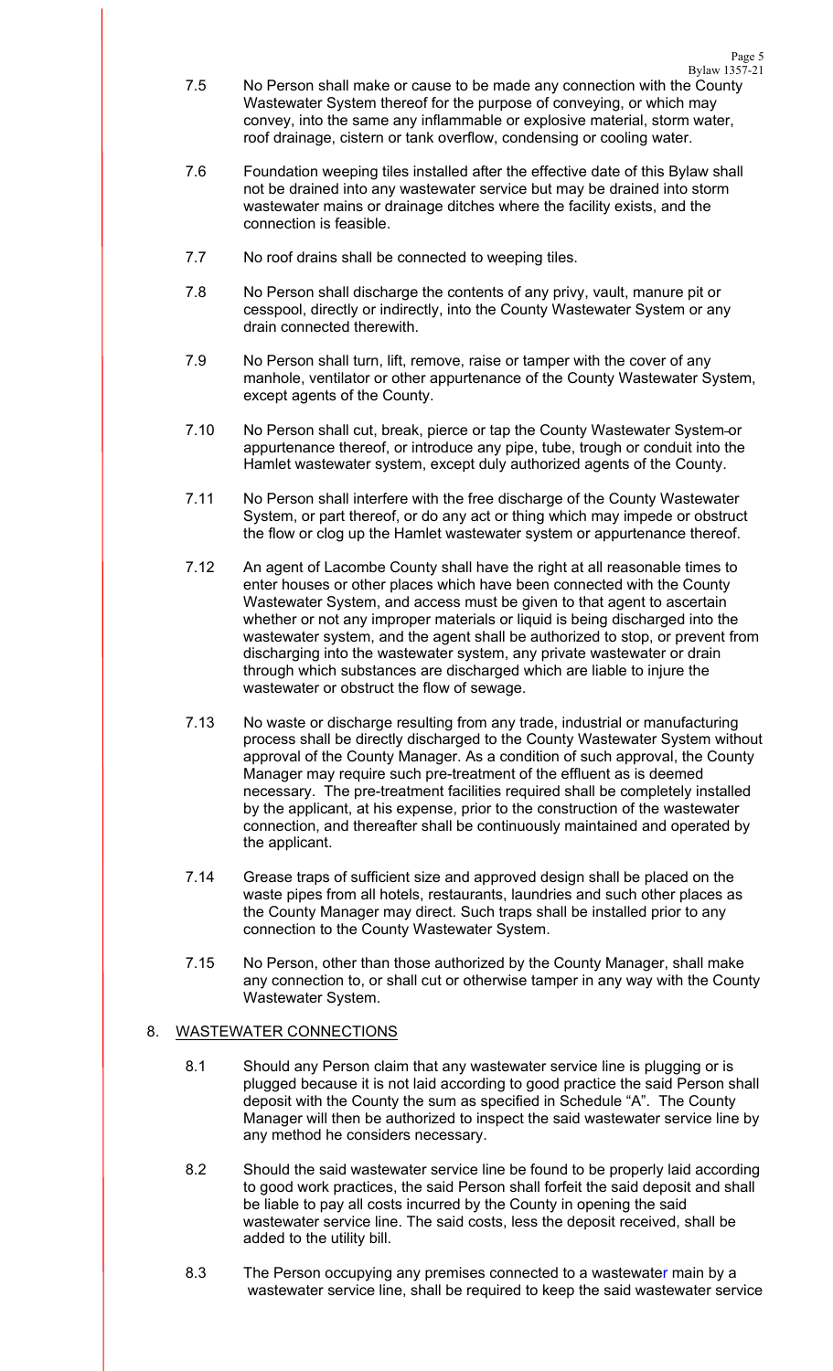7.5 No Person shall make or cause to be made any connection with the County Wastewater System thereof for the purpose of conveying, or which may convey, into the same any inflammable or explosive material, storm water, roof drainage, cistern or tank overflow, condensing or cooling water.

7.6 Foundation weeping tiles installed after the effective date of this Bylaw shall not be drained into any wastewater service but may be drained into storm wastewater mains or drainage ditches where the facility exists, and the connection is feasible.

7.7 No roof drains shall be connected to weeping tiles.

7.8 No Person shall discharge the contents of any privy, vault, manure pit or cesspool, directly or indirectly, into the County Wastewater System or any drain connected therewith.

7.9 No Person shall turn, lift, remove, raise or tamper with the cover of any manhole, ventilator or other appurtenance of the County Wastewater System, except agents of the County.

7.10 No Person shall cut, break, pierce or tap the County Wastewater System or appurtenance thereof, or introduce any pipe, tube, trough or conduit into the Hamlet wastewater system, except duly authorized agents of the County.

7.11 No Person shall interfere with the free discharge of the County Wastewater System, or part thereof, or do any act or thing which may impede or obstruct the flow or clog up the Hamlet wastewater system or appurtenance thereof.

7.12 An agent of Lacombe County shall have the right at all reasonable times to enter houses or other places which have been connected with the County Wastewater System, and access must be given to that agent to ascertain whether or not any improper materials or liquid is being discharged into the wastewater system, and the agent shall be authorized to stop, or prevent from discharging into the wastewater system, any private wastewater or drain through which substances are discharged which are liable to injure the wastewater or obstruct the flow of sewage.

7.13 No waste or discharge resulting from any trade, industrial or manufacturing process shall be directly discharged to the County Wastewater System without approval of the County Manager. As a condition of such approval, the County Manager may require such pre-treatment of the effluent as is deemed necessary. The pre-treatment facilities required shall be completely installed by the applicant, at his expense, prior to the construction of the wastewater connection, and thereafter shall be continuously maintained and operated by the applicant.

7.14 Grease traps of sufficient size and approved design shall be placed on the waste pipes from all hotels, restaurants, laundries and such other places as the County Manager may direct. Such traps shall be installed prior to any connection to the County Wastewater System.

7.15 No Person, other than those authorized by the County Manager, shall make any connection to, or shall cut or otherwise tamper in any way with the County Wastewater System.

## 8. WASTEWATER CONNECTIONS

8.1 Should any Person claim that any wastewater service line is plugging or is plugged because it is not laid according to good practice the said Person shall deposit with the County the sum as specified in Schedule "A". The County Manager will then be authorized to inspect the said wastewater service line by any method he considers necessary.

8.2 Should the said wastewater service line be found to be properly laid according to good work practices, the said Person shall forfeit the said deposit and shall be liable to pay all costs incurred by the County in opening the said wastewater service line. The said costs, less the deposit received, shall be added to the utility bill.

8.3 The Person occupying any premises connected to a wastewater main by a wastewater service line, shall be required to keep the said wastewater service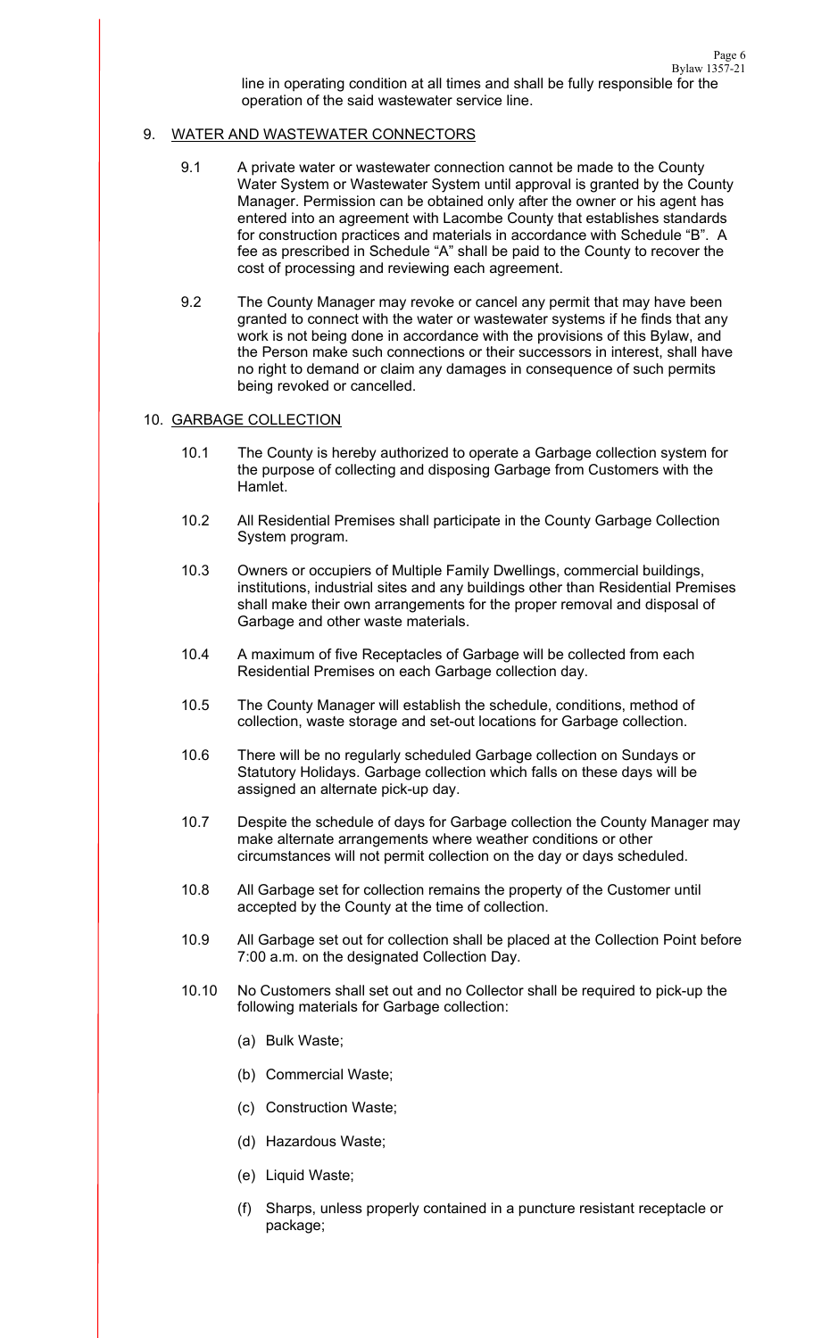line in operating condition at all times and shall be fully responsible for the operation of the said wastewater service line.

9. WATER AND WASTEWATER CONNECTORS

   9.1 A private water or wastewater connection cannot be made to the County Water System or Wastewater System until approval is granted by the County Manager. Permission can be obtained only after the owner or his agent has entered into an agreement with Lacombe County that establishes standards for construction practices and materials in accordance with Schedule "B". A fee as prescribed in Schedule "A" shall be paid to the County to recover the cost of processing and reviewing each agreement.

   9.2 The County Manager may revoke or cancel any permit that may have been granted to connect with the water or wastewater systems if he finds that any work is not being done in accordance with the provisions of this Bylaw, and the Person make such connections or their successors in interest, shall have no right to demand or claim any damages in consequence of such permits being revoked or cancelled.

10. GARBAGE COLLECTION

   10.1 The County is hereby authorized to operate a Garbage collection system for the purpose of collecting and disposing Garbage from Customers with the Hamlet.

   10.2 All Residential Premises shall participate in the County Garbage Collection System program.

   10.3 Owners or occupiers of Multiple Family Dwellings, commercial buildings, institutions, industrial sites and any buildings other than Residential Premises shall make their own arrangements for the proper removal and disposal of Garbage and other waste materials.

   10.4 A maximum of five Receptacles of Garbage will be collected from each Residential Premises on each Garbage collection day.

   10.5 The County Manager will establish the schedule, conditions, method of collection, waste storage and set-out locations for Garbage collection.

   10.6 There will be no regularly scheduled Garbage collection on Sundays or Statutory Holidays. Garbage collection which falls on these days will be assigned an alternate pick-up day.

   10.7 Despite the schedule of days for Garbage collection the County Manager may make alternate arrangements where weather conditions or other circumstances will not permit collection on the day or days scheduled.

   10.8 All Garbage set for collection remains the property of the Customer until accepted by the County at the time of collection.

   10.9 All Garbage set out for collection shall be placed at the Collection Point before 7:00 a.m. on the designated Collection Day.

   10.10 No Customers shall set out and no Collector shall be required to pick-up the following materials for Garbage collection:

      (a) Bulk Waste;

      (b) Commercial Waste;

      (c) Construction Waste;

      (d) Hazardous Waste;

      (e) Liquid Waste;

      (f) Sharps, unless properly contained in a puncture resistant receptacle or package;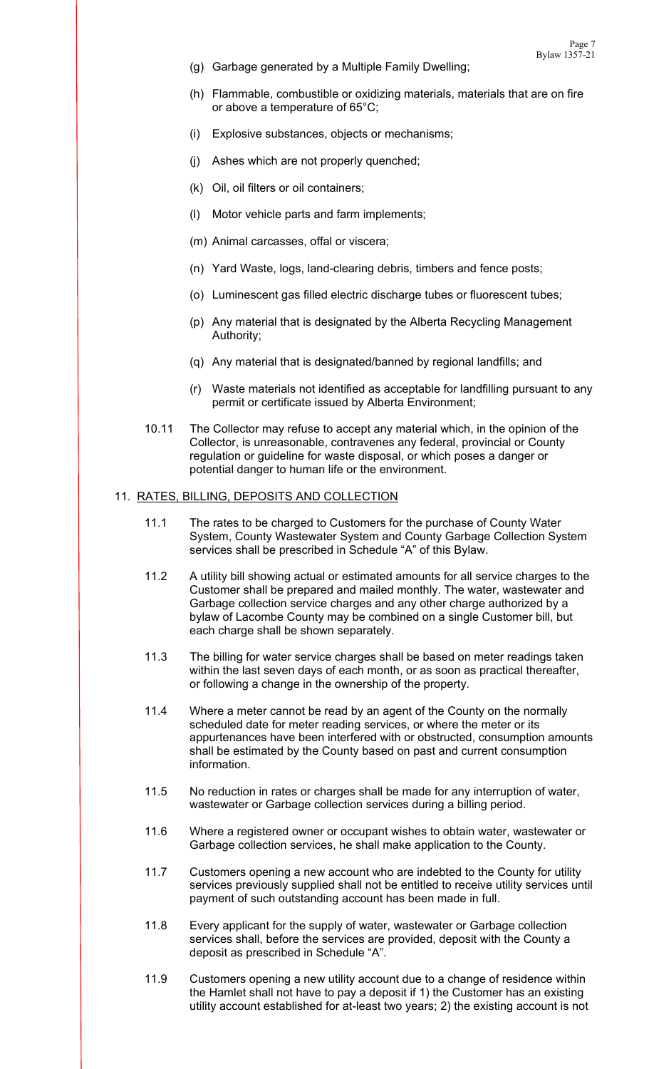(g) Garbage generated by a Multiple Family Dwelling;

(h) Flammable, combustible or oxidizing materials, materials that are on fire or above a temperature of 65°C;

(i) Explosive substances, objects or mechanisms;

(j) Ashes which are not properly quenched;

(k) Oil, oil filters or oil containers;

(l) Motor vehicle parts and farm implements;

(m) Animal carcasses, offal or viscera;

(n) Yard Waste, logs, land-clearing debris, timbers and fence posts;

(o) Luminescent gas filled electric discharge tubes or fluorescent tubes;

(p) Any material that is designated by the Alberta Recycling Management Authority;

(q) Any material that is designated/banned by regional landfills; and

(r) Waste materials not identified as acceptable for landfilling pursuant to any permit or certificate issued by Alberta Environment;

10.11 The Collector may refuse to accept any material which, in the opinion of the Collector, is unreasonable, contravenes any federal, provincial or County regulation or guideline for waste disposal, or which poses a danger or potential danger to human life or the environment.

## 11. RATES, BILLING, DEPOSITS AND COLLECTION

11.1 The rates to be charged to Customers for the purchase of County Water System, County Wastewater System and County Garbage Collection System services shall be prescribed in Schedule "A" of this Bylaw.

11.2 A utility bill showing actual or estimated amounts for all service charges to the Customer shall be prepared and mailed monthly. The water, wastewater and Garbage collection service charges and any other charge authorized by a bylaw of Lacombe County may be combined on a single Customer bill, but each charge shall be shown separately.

11.3 The billing for water service charges shall be based on meter readings taken within the last seven days of each month, or as soon as practical thereafter, or following a change in the ownership of the property.

11.4 Where a meter cannot be read by an agent of the County on the normally scheduled date for meter reading services, or where the meter or its appurtenances have been interfered with or obstructed, consumption amounts shall be estimated by the County based on past and current consumption information.

11.5 No reduction in rates or charges shall be made for any interruption of water, wastewater or Garbage collection services during a billing period.

11.6 Where a registered owner or occupant wishes to obtain water, wastewater or Garbage collection services, he shall make application to the County.

11.7 Customers opening a new account who are indebted to the County for utility services previously supplied shall not be entitled to receive utility services until payment of such outstanding account has been made in full.

11.8 Every applicant for the supply of water, wastewater or Garbage collection services shall, before the services are provided, deposit with the County a deposit as prescribed in Schedule "A".

11.9 Customers opening a new utility account due to a change of residence within the Hamlet shall not have to pay a deposit if 1) the Customer has an existing utility account established for at-least two years; 2) the existing account is not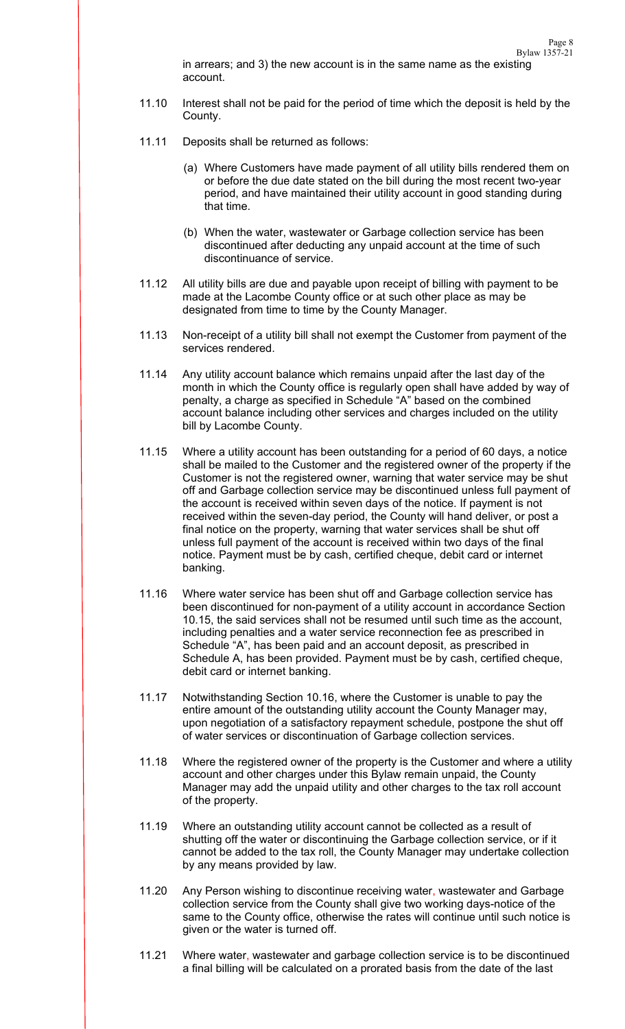in arrears; and 3) the new account is in the same name as the existing account.

11.10 Interest shall not be paid for the period of time which the deposit is held by the County.

11.11 Deposits shall be returned as follows:

(a) Where Customers have made payment of all utility bills rendered them on or before the due date stated on the bill during the most recent two-year period, and have maintained their utility account in good standing during that time.

(b) When the water, wastewater or Garbage collection service has been discontinued after deducting any unpaid account at the time of such discontinuance of service.

11.12 All utility bills are due and payable upon receipt of billing with payment to be made at the Lacombe County office or at such other place as may be designated from time to time by the County Manager.

11.13 Non-receipt of a utility bill shall not exempt the Customer from payment of the services rendered.

11.14 Any utility account balance which remains unpaid after the last day of the month in which the County office is regularly open shall have added by way of penalty, a charge as specified in Schedule "A" based on the combined account balance including other services and charges included on the utility bill by Lacombe County.

11.15 Where a utility account has been outstanding for a period of 60 days, a notice shall be mailed to the Customer and the registered owner of the property if the Customer is not the registered owner, warning that water service may be shut off and Garbage collection service may be discontinued unless full payment of the account is received within seven days of the notice. If payment is not received within the seven-day period, the County will hand deliver, or post a final notice on the property, warning that water services shall be shut off unless full payment of the account is received within two days of the final notice. Payment must be by cash, certified cheque, debit card or internet banking.

11.16 Where water service has been shut off and Garbage collection service has been discontinued for non-payment of a utility account in accordance Section 10.15, the said services shall not be resumed until such time as the account, including penalties and a water service reconnection fee as prescribed in Schedule "A", has been paid and an account deposit, as prescribed in Schedule A, has been provided. Payment must be by cash, certified cheque, debit card or internet banking.

11.17 Notwithstanding Section 10.16, where the Customer is unable to pay the entire amount of the outstanding utility account the County Manager may, upon negotiation of a satisfactory repayment schedule, postpone the shut off of water services or discontinuation of Garbage collection services.

11.18 Where the registered owner of the property is the Customer and where a utility account and other charges under this Bylaw remain unpaid, the County Manager may add the unpaid utility and other charges to the tax roll account of the property.

11.19 Where an outstanding utility account cannot be collected as a result of shutting off the water or discontinuing the Garbage collection service, or if it cannot be added to the tax roll, the County Manager may undertake collection by any means provided by law.

11.20 Any Person wishing to discontinue receiving water, wastewater and Garbage collection service from the County shall give two working days-notice of the same to the County office, otherwise the rates will continue until such notice is given or the water is turned off.

11.21 Where water, wastewater and garbage collection service is to be discontinued a final billing will be calculated on a prorated basis from the date of the last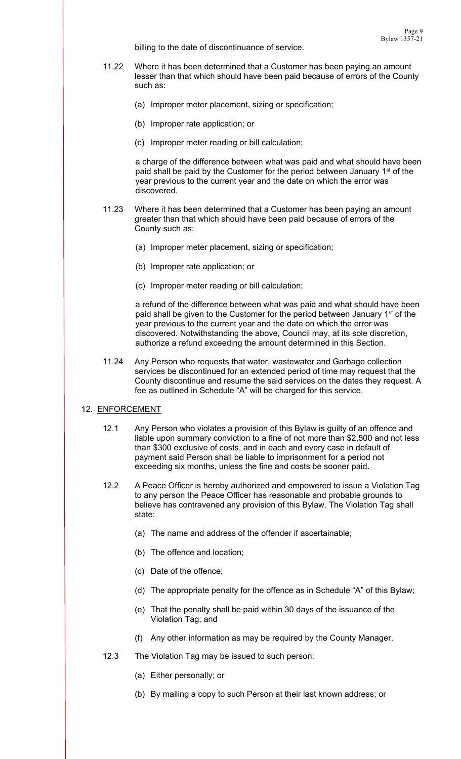billing to the date of discontinuance of service.

11.22 Where it has been determined that a Customer has been paying an amount lesser than that which should have been paid because of errors of the County such as:

(a) Improper meter placement, sizing or specification;

(b) Improper rate application; or

(c) Improper meter reading or bill calculation;

a charge of the difference between what was paid and what should have been paid shall be paid by the Customer for the period between January 1st of the year previous to the current year and the date on which the error was discovered.

11.23 Where it has been determined that a Customer has been paying an amount greater than that which should have been paid because of errors of the County such as:

(a) Improper meter placement, sizing or specification;

(b) Improper rate application; or

(c) Improper meter reading or bill calculation;

a refund of the difference between what was paid and what should have been paid shall be given to the Customer for the period between January 1st of the year previous to the current year and the date on which the error was discovered. Notwithstanding the above, Council may, at its sole discretion, authorize a refund exceeding the amount determined in this Section.

11.24 Any Person who requests that water, wastewater and Garbage collection services be discontinued for an extended period of time may request that the County discontinue and resume the said services on the dates they request. A fee as outlined in Schedule "A" will be charged for this service.

## 12. ENFORCEMENT

12.1 Any Person who violates a provision of this Bylaw is guilty of an offence and liable upon summary conviction to a fine of not more than $2,500 and not less than $300 exclusive of costs, and in each and every case in default of payment said Person shall be liable to imprisonment for a period not exceeding six months, unless the fine and costs be sooner paid.

12.2 A Peace Officer is hereby authorized and empowered to issue a Violation Tag to any person the Peace Officer has reasonable and probable grounds to believe has contravened any provision of this Bylaw. The Violation Tag shall state:

(a) The name and address of the offender if ascertainable;

(b) The offence and location;

(c) Date of the offence;

(d) The appropriate penalty for the offence as in Schedule "A" of this Bylaw;

(e) That the penalty shall be paid within 30 days of the issuance of the Violation Tag; and

(f) Any other information as may be required by the County Manager.

12.3 The Violation Tag may be issued to such person:

(a) Either personally; or

(b) By mailing a copy to such Person at their last known address; or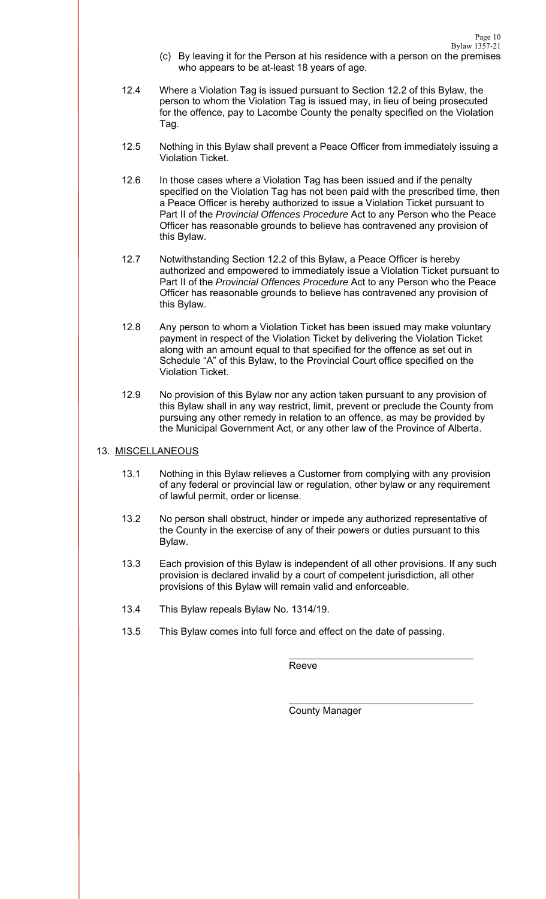(c) By leaving it for the Person at his residence with a person on the premises who appears to be at-least 18 years of age.

12.4 Where a Violation Tag is issued pursuant to Section 12.2 of this Bylaw, the person to whom the Violation Tag is issued may, in lieu of being prosecuted for the offence, pay to Lacombe County the penalty specified on the Violation Tag.

12.5 Nothing in this Bylaw shall prevent a Peace Officer from immediately issuing a Violation Ticket.

12.6 In those cases where a Violation Tag has been issued and if the penalty specified on the Violation Tag has not been paid with the prescribed time, then a Peace Officer is hereby authorized to issue a Violation Ticket pursuant to Part II of the *Provincial Offences Procedure* Act to any Person who the Peace Officer has reasonable grounds to believe has contravened any provision of this Bylaw.

12.7 Notwithstanding Section 12.2 of this Bylaw, a Peace Officer is hereby authorized and empowered to immediately issue a Violation Ticket pursuant to Part II of the *Provincial Offences Procedure* Act to any Person who the Peace Officer has reasonable grounds to believe has contravened any provision of this Bylaw.

12.8 Any person to whom a Violation Ticket has been issued may make voluntary payment in respect of the Violation Ticket by delivering the Violation Ticket along with an amount equal to that specified for the offence as set out in Schedule "A" of this Bylaw, to the Provincial Court office specified on the Violation Ticket.

12.9 No provision of this Bylaw nor any action taken pursuant to any provision of this Bylaw shall in any way restrict, limit, prevent or preclude the County from pursuing any other remedy in relation to an offence, as may be provided by the Municipal Government Act, or any other law of the Province of Alberta.

## 13. <u>MISCELLANEOUS</u>

13.1 Nothing in this Bylaw relieves a Customer from complying with any provision of any federal or provincial law or regulation, other bylaw or any requirement of lawful permit, order or license.

13.2 No person shall obstruct, hinder or impede any authorized representative of the County in the exercise of any of their powers or duties pursuant to this Bylaw.

13.3 Each provision of this Bylaw is independent of all other provisions. If any such provision is declared invalid by a court of competent jurisdiction, all other provisions of this Bylaw will remain valid and enforceable.

13.4 This Bylaw repeals Bylaw No. 1314/19.

13.5 This Bylaw comes into full force and effect on the date of passing.

\_\_\_\_\_\_\_\_\_\_\_\_\_\_\_\_\_\_\_\_\_\_\_\_\_\_\_\_\_\_\_\_\_\_\_\_
Reeve

\_\_\_\_\_\_\_\_\_\_\_\_\_\_\_\_\_\_\_\_\_\_\_\_\_\_\_\_\_\_\_\_\_\_\_\_
County Manager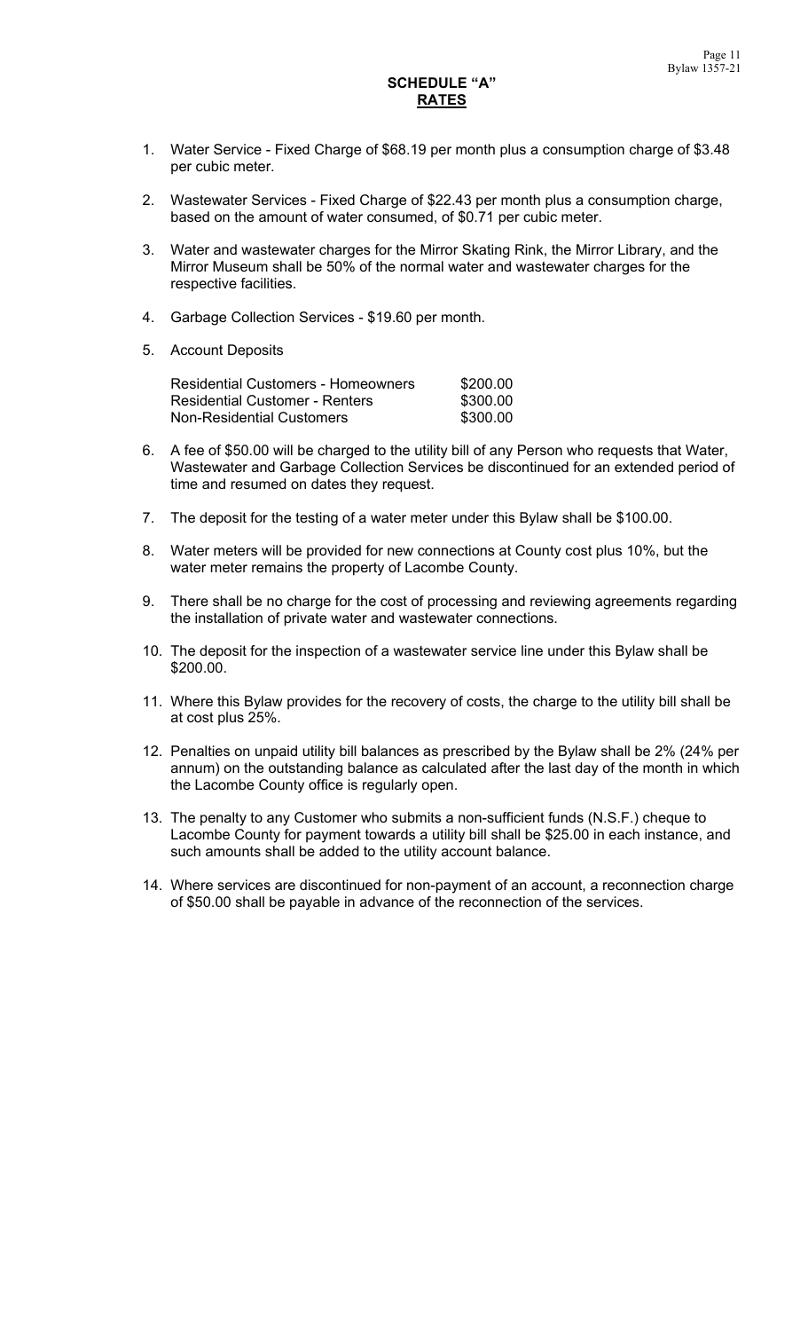# SCHEDULE "A"
## RATES

1. Water Service - Fixed Charge of $68.19 per month plus a consumption charge of $3.48 per cubic meter.

2. Wastewater Services - Fixed Charge of $22.43 per month plus a consumption charge, based on the amount of water consumed, of $0.71 per cubic meter.

3. Water and wastewater charges for the Mirror Skating Rink, the Mirror Library, and the Mirror Museum shall be 50% of the normal water and wastewater charges for the respective facilities.

4. Garbage Collection Services - $19.60 per month.

5. Account Deposits

| | |
|---|---|
| Residential Customers - Homeowners | $200.00 |
| Residential Customer - Renters | $300.00 |
| Non-Residential Customers | $300.00 |

6. A fee of $50.00 will be charged to the utility bill of any Person who requests that Water, Wastewater and Garbage Collection Services be discontinued for an extended period of time and resumed on dates they request.

7. The deposit for the testing of a water meter under this Bylaw shall be $100.00.

8. Water meters will be provided for new connections at County cost plus 10%, but the water meter remains the property of Lacombe County.

9. There shall be no charge for the cost of processing and reviewing agreements regarding the installation of private water and wastewater connections.

10. The deposit for the inspection of a wastewater service line under this Bylaw shall be $200.00.

11. Where this Bylaw provides for the recovery of costs, the charge to the utility bill shall be at cost plus 25%.

12. Penalties on unpaid utility bill balances as prescribed by the Bylaw shall be 2% (24% per annum) on the outstanding balance as calculated after the last day of the month in which the Lacombe County office is regularly open.

13. The penalty to any Customer who submits a non-sufficient funds (N.S.F.) cheque to Lacombe County for payment towards a utility bill shall be $25.00 in each instance, and such amounts shall be added to the utility account balance.

14. Where services are discontinued for non-payment of an account, a reconnection charge of $50.00 shall be payable in advance of the reconnection of the services.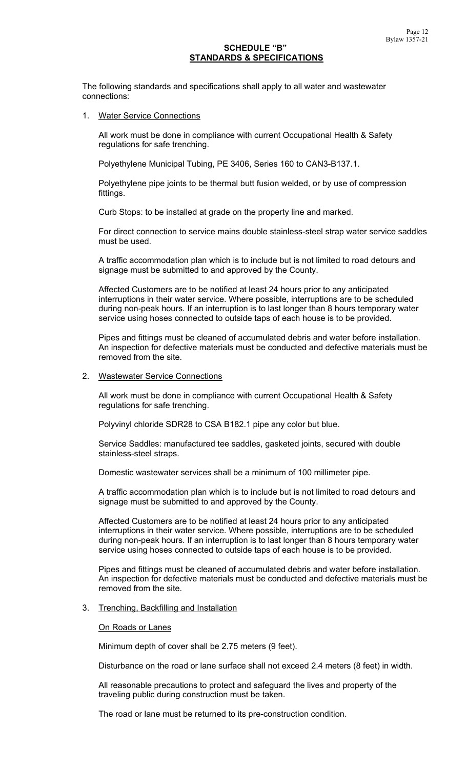## SCHEDULE "B"
## STANDARDS & SPECIFICATIONS

The following standards and specifications shall apply to all water and wastewater connections:

1. Water Service Connections

   All work must be done in compliance with current Occupational Health & Safety regulations for safe trenching.

   Polyethylene Municipal Tubing, PE 3406, Series 160 to CAN3-B137.1.

   Polyethylene pipe joints to be thermal butt fusion welded, or by use of compression fittings.

   Curb Stops: to be installed at grade on the property line and marked.

   For direct connection to service mains double stainless-steel strap water service saddles must be used.

   A traffic accommodation plan which is to include but is not limited to road detours and signage must be submitted to and approved by the County.

   Affected Customers are to be notified at least 24 hours prior to any anticipated interruptions in their water service. Where possible, interruptions are to be scheduled during non-peak hours. If an interruption is to last longer than 8 hours temporary water service using hoses connected to outside taps of each house is to be provided.

   Pipes and fittings must be cleaned of accumulated debris and water before installation. An inspection for defective materials must be conducted and defective materials must be removed from the site.

2. Wastewater Service Connections

   All work must be done in compliance with current Occupational Health & Safety regulations for safe trenching.

   Polyvinyl chloride SDR28 to CSA B182.1 pipe any color but blue.

   Service Saddles: manufactured tee saddles, gasketed joints, secured with double stainless-steel straps.

   Domestic wastewater services shall be a minimum of 100 millimeter pipe.

   A traffic accommodation plan which is to include but is not limited to road detours and signage must be submitted to and approved by the County.

   Affected Customers are to be notified at least 24 hours prior to any anticipated interruptions in their water service. Where possible, interruptions are to be scheduled during non-peak hours. If an interruption is to last longer than 8 hours temporary water service using hoses connected to outside taps of each house is to be provided.

   Pipes and fittings must be cleaned of accumulated debris and water before installation. An inspection for defective materials must be conducted and defective materials must be removed from the site.

3. Trenching, Backfilling and Installation

   On Roads or Lanes

   Minimum depth of cover shall be 2.75 meters (9 feet).

   Disturbance on the road or lane surface shall not exceed 2.4 meters (8 feet) in width.

   All reasonable precautions to protect and safeguard the lives and property of the traveling public during construction must be taken.

   The road or lane must be returned to its pre-construction condition.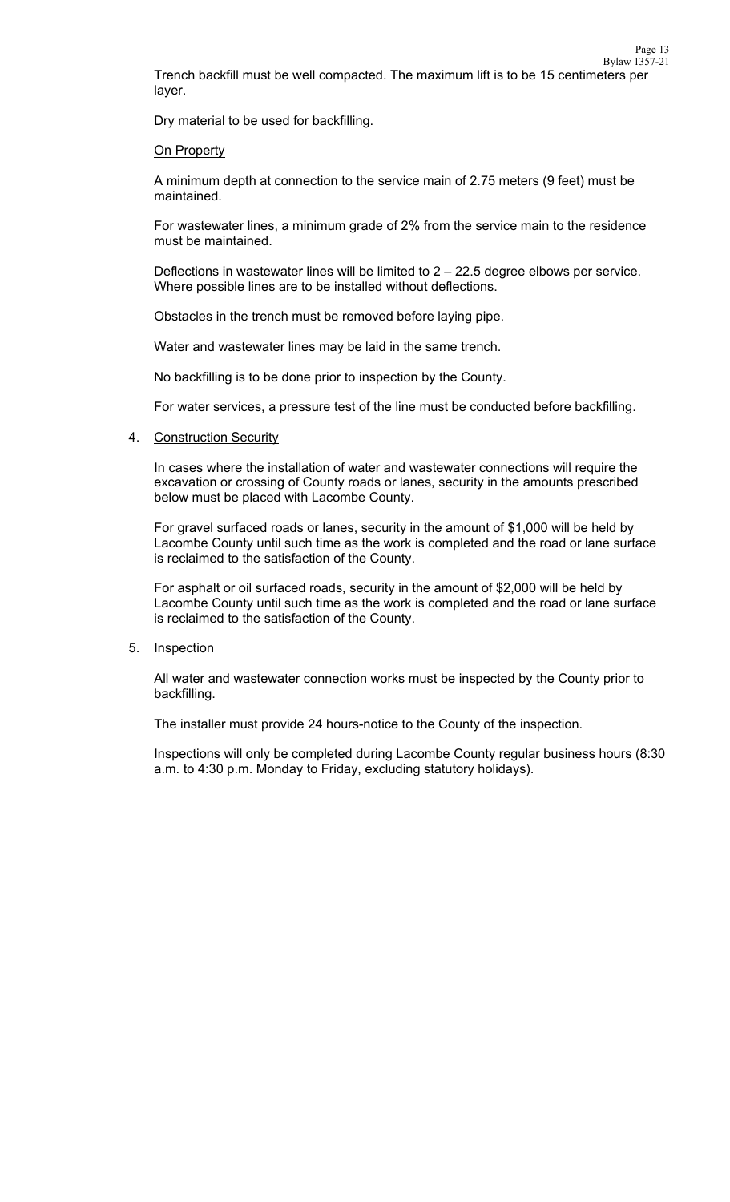Trench backfill must be well compacted. The maximum lift is to be 15 centimeters per layer.

Dry material to be used for backfilling.

On Property

A minimum depth at connection to the service main of 2.75 meters (9 feet) must be maintained.

For wastewater lines, a minimum grade of 2% from the service main to the residence must be maintained.

Deflections in wastewater lines will be limited to 2 – 22.5 degree elbows per service. Where possible lines are to be installed without deflections.

Obstacles in the trench must be removed before laying pipe.

Water and wastewater lines may be laid in the same trench.

No backfilling is to be done prior to inspection by the County.

For water services, a pressure test of the line must be conducted before backfilling.

4. Construction Security

   In cases where the installation of water and wastewater connections will require the excavation or crossing of County roads or lanes, security in the amounts prescribed below must be placed with Lacombe County.

   For gravel surfaced roads or lanes, security in the amount of $1,000 will be held by Lacombe County until such time as the work is completed and the road or lane surface is reclaimed to the satisfaction of the County.

   For asphalt or oil surfaced roads, security in the amount of $2,000 will be held by Lacombe County until such time as the work is completed and the road or lane surface is reclaimed to the satisfaction of the County.

5. Inspection

   All water and wastewater connection works must be inspected by the County prior to backfilling.

   The installer must provide 24 hours-notice to the County of the inspection.

   Inspections will only be completed during Lacombe County regular business hours (8:30 a.m. to 4:30 p.m. Monday to Friday, excluding statutory holidays).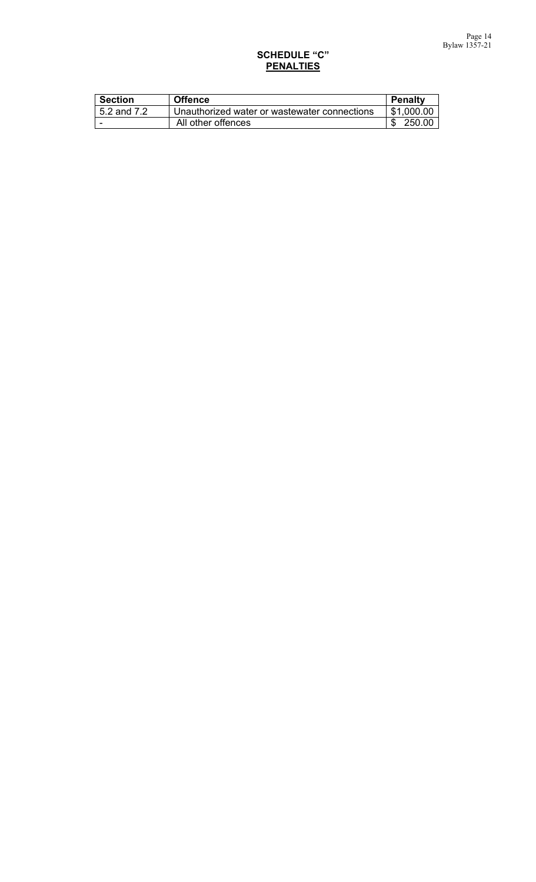# SCHEDULE "C"

## PENALTIES

| Section | Offence | Penalty |
|---|---|---|
| 5.2 and 7.2 | Unauthorized water or wastewater connections | $1,000.00 |
| - | All other offences | $ 250.00 |